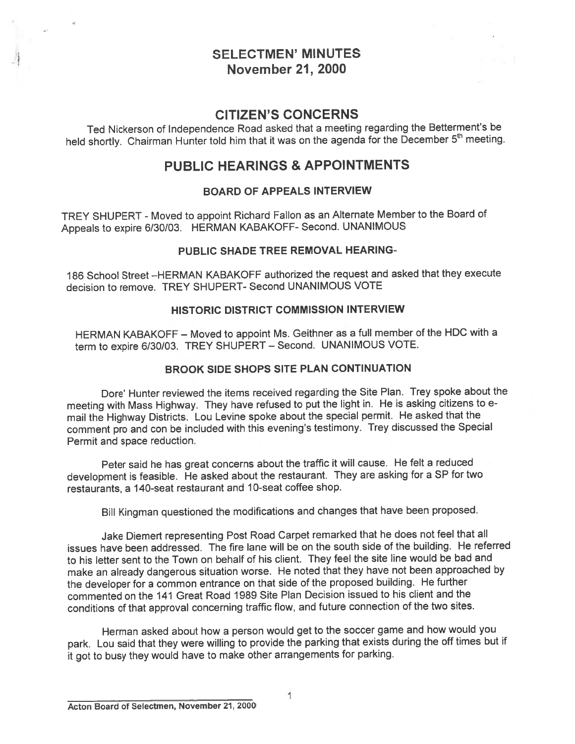# SELECTMEN' MINUTES
# November 21, 2000

## CITIZEN'S CONCERNS

Ted Nickerson of Independence Road asked that a meeting regarding the Betterment's be held shortly. Chairman Hunter told him that it was on the agenda for the December 5th meeting.

## PUBLIC HEARINGS & APPOINTMENTS

### BOARD OF APPEALS INTERVIEW

TREY SHUPERT - Moved to appoint Richard Fallon as an Alternate Member to the Board of Appeals to expire 6/30/03. HERMAN KABAKOFF- Second. UNANIMOUS

### PUBLIC SHADE TREE REMOVAL HEARING-

186 School Street –HERMAN KABAKOFF authorized the request and asked that they execute decision to remove. TREY SHUPERT- Second UNANIMOUS VOTE

### HISTORIC DISTRICT COMMISSION INTERVIEW

HERMAN KABAKOFF – Moved to appoint Ms. Geithner as a full member of the HDC with a term to expire 6/30/03. TREY SHUPERT – Second. UNANIMOUS VOTE.

### BROOK SIDE SHOPS SITE PLAN CONTINUATION

Dore' Hunter reviewed the items received regarding the Site Plan. Trey spoke about the meeting with Mass Highway. They have refused to put the light in. He is asking citizens to e-mail the Highway Districts. Lou Levine spoke about the special permit. He asked that the comment pro and con be included with this evening's testimony. Trey discussed the Special Permit and space reduction.

Peter said he has great concerns about the traffic it will cause. He felt a reduced development is feasible. He asked about the restaurant. They are asking for a SP for two restaurants, a 140-seat restaurant and 10-seat coffee shop.

Bill Kingman questioned the modifications and changes that have been proposed.

Jake Diemert representing Post Road Carpet remarked that he does not feel that all issues have been addressed. The fire lane will be on the south side of the building. He referred to his letter sent to the Town on behalf of his client. They feel the site line would be bad and make an already dangerous situation worse. He noted that they have not been approached by the developer for a common entrance on that side of the proposed building. He further commented on the 141 Great Road 1989 Site Plan Decision issued to his client and the conditions of that approval concerning traffic flow, and future connection of the two sites.

Herman asked about how a person would get to the soccer game and how would you park. Lou said that they were willing to provide the parking that exists during the off times but if it got to busy they would have to make other arrangements for parking.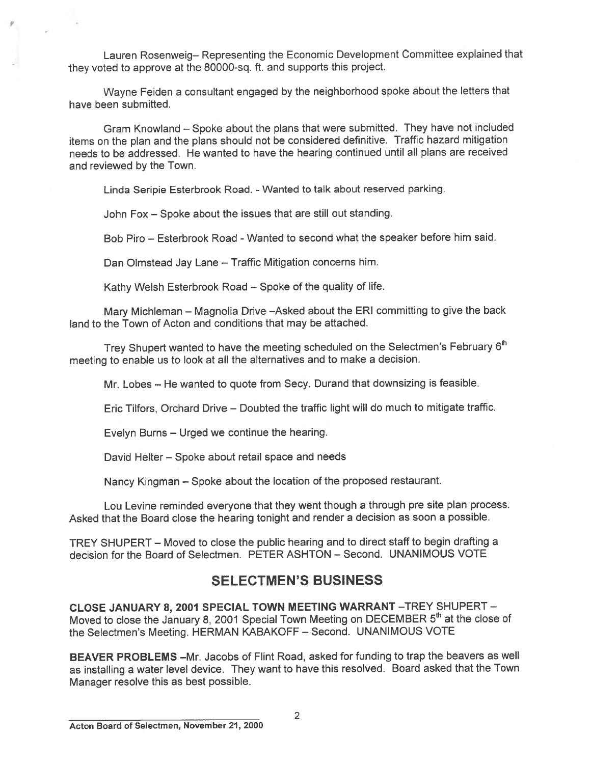Lauren Rosenweig– Representing the Economic Development Committee explained that they voted to approve at the 80000-sq. ft. and supports this project.

Wayne Feiden a consultant engaged by the neighborhood spoke about the letters that have been submitted.

Gram Knowland – Spoke about the plans that were submitted. They have not included items on the plan and the plans should not be considered definitive. Traffic hazard mitigation needs to be addressed. He wanted to have the hearing continued until all plans are received and reviewed by the Town.

Linda Seripie Esterbrook Road. - Wanted to talk about reserved parking.

John Fox – Spoke about the issues that are still out standing.

Bob Piro – Esterbrook Road - Wanted to second what the speaker before him said.

Dan Olmstead Jay Lane – Traffic Mitigation concerns him.

Kathy Welsh Esterbrook Road – Spoke of the quality of life.

Mary Michleman – Magnolia Drive –Asked about the ERI committing to give the back land to the Town of Acton and conditions that may be attached.

Trey Shupert wanted to have the meeting scheduled on the Selectmen's February 6th meeting to enable us to look at all the alternatives and to make a decision.

Mr. Lobes – He wanted to quote from Secy. Durand that downsizing is feasible.

Eric Tilfors, Orchard Drive – Doubted the traffic light will do much to mitigate traffic.

Evelyn Burns – Urged we continue the hearing.

David Helter – Spoke about retail space and needs

Nancy Kingman – Spoke about the location of the proposed restaurant.

Lou Levine reminded everyone that they went though a through pre site plan process. Asked that the Board close the hearing tonight and render a decision as soon a possible.

TREY SHUPERT – Moved to close the public hearing and to direct staff to begin drafting a decision for the Board of Selectmen. PETER ASHTON – Second. UNANIMOUS VOTE

## SELECTMEN'S BUSINESS

**CLOSE JANUARY 8, 2001 SPECIAL TOWN MEETING WARRANT** –TREY SHUPERT – Moved to close the January 8, 2001 Special Town Meeting on DECEMBER 5th at the close of the Selectmen's Meeting. HERMAN KABAKOFF – Second. UNANIMOUS VOTE

**BEAVER PROBLEMS** –Mr. Jacobs of Flint Road, asked for funding to trap the beavers as well as installing a water level device. They want to have this resolved. Board asked that the Town Manager resolve this as best possible.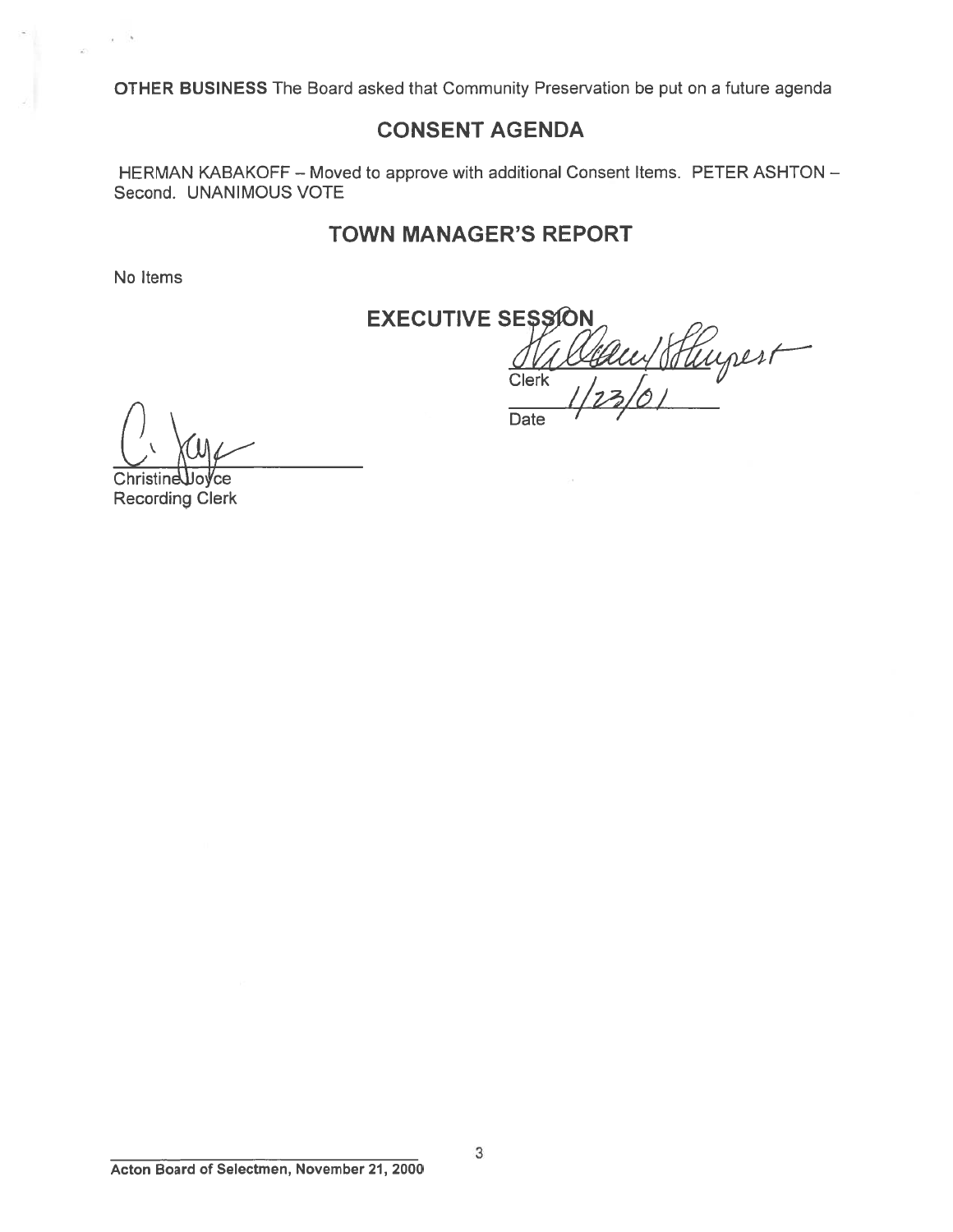**OTHER BUSINESS** The Board asked that Community Preservation be put on a future agenda

## CONSENT AGENDA

HERMAN KABAKOFF – Moved to approve with additional Consent Items. PETER ASHTON – Second. UNANIMOUS VOTE

## TOWN MANAGER'S REPORT

No Items

## EXECUTIVE SESSION

Clerk

1/23/01

Date

Christine Joyce
Recording Clerk

Acton Board of Selectmen, November 21, 2000